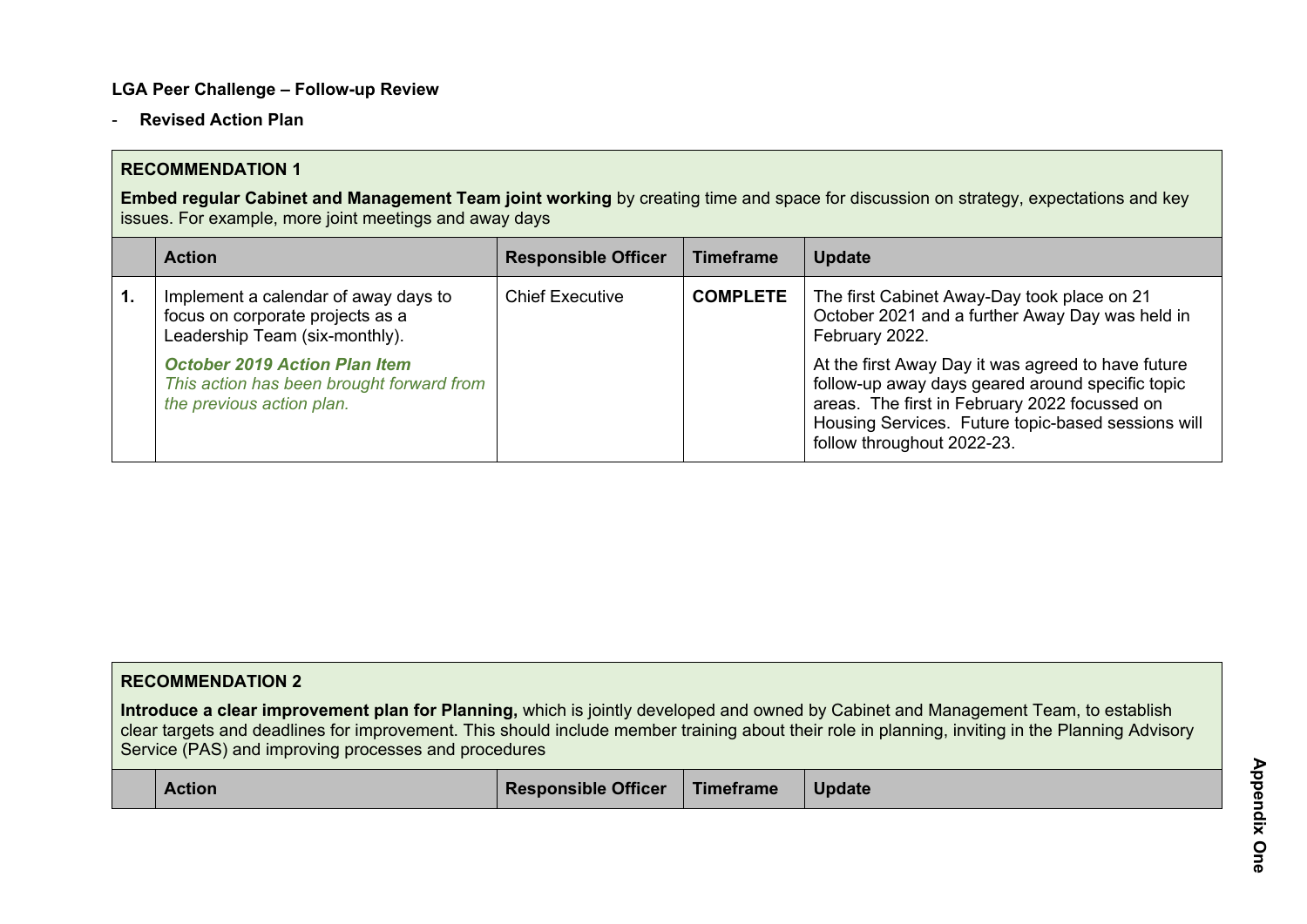**LGA Peer Challenge – Follow-up Review**

- **Revised Action Plan**

**RECOMMENDATION 1**

**Embed regular Cabinet and Management Team joint working** by creating time and space for discussion on strategy, expectations and key issues. For example, more joint meetings and away days

| | Action | Responsible Officer | Timeframe | Update |
|---|---|---|---|---|
| **1.** | Implement a calendar of away days to focus on corporate projects as a Leadership Team (six-monthly).<br><br>***October 2019 Action Plan Item***<br>*This action has been brought forward from the previous action plan.* | Chief Executive | **COMPLETE** | The first Cabinet Away-Day took place on 21 October 2021 and a further Away Day was held in February 2022.<br><br>At the first Away Day it was agreed to have future follow-up away days geared around specific topic areas. The first in February 2022 focussed on Housing Services. Future topic-based sessions will follow throughout 2022-23. |

**RECOMMENDATION 2**

**Introduce a clear improvement plan for Planning,** which is jointly developed and owned by Cabinet and Management Team, to establish clear targets and deadlines for improvement. This should include member training about their role in planning, inviting in the Planning Advisory Service (PAS) and improving processes and procedures

| | Action | Responsible Officer | Timeframe | Update |
|---|---|---|---|---|

**Appendix One**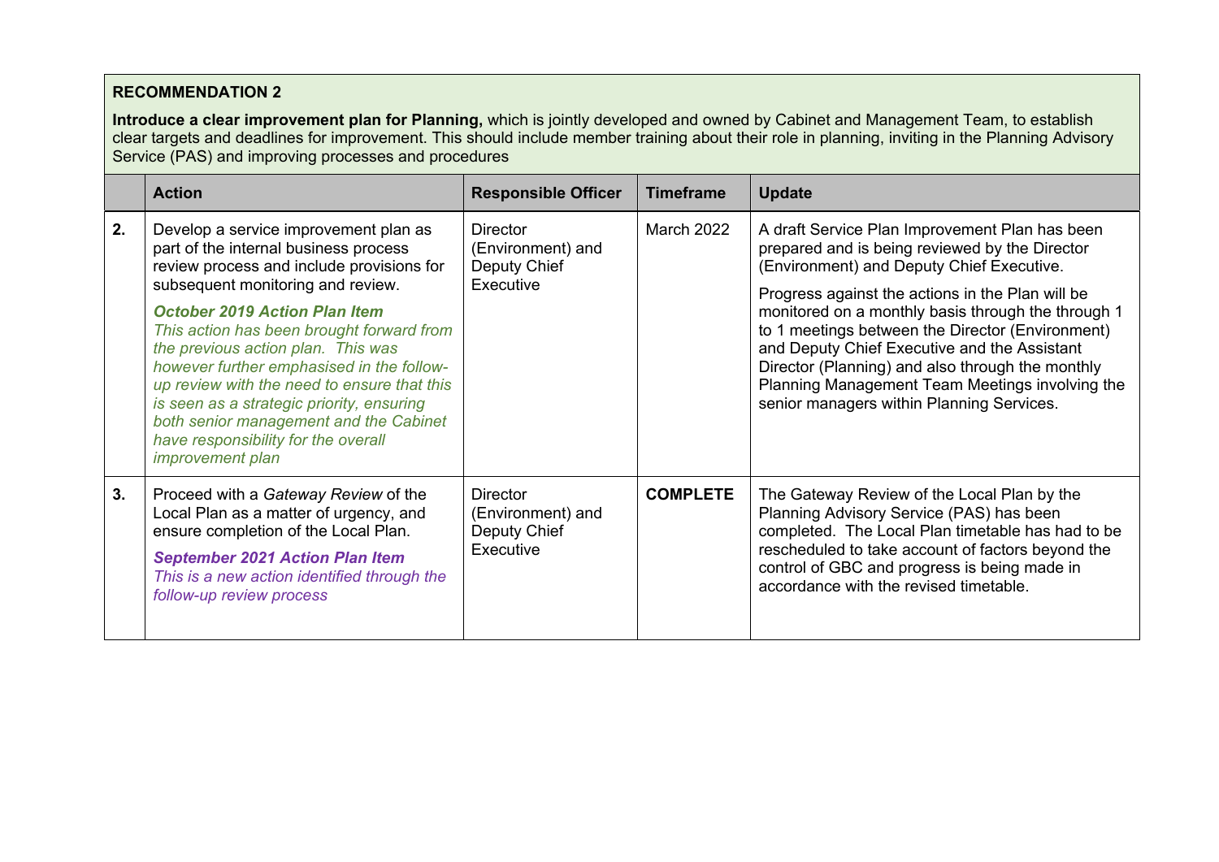**RECOMMENDATION 2**

**Introduce a clear improvement plan for Planning,** which is jointly developed and owned by Cabinet and Management Team, to establish clear targets and deadlines for improvement. This should include member training about their role in planning, inviting in the Planning Advisory Service (PAS) and improving processes and procedures

| | Action | Responsible Officer | Timeframe | Update |
|---|---|---|---|---|
| **2.** | Develop a service improvement plan as part of the internal business process review process and include provisions for subsequent monitoring and review.<br><br>***October 2019 Action Plan Item***<br>*This action has been brought forward from the previous action plan. This was however further emphasised in the follow-up review with the need to ensure that this is seen as a strategic priority, ensuring both senior management and the Cabinet have responsibility for the overall improvement plan* | Director (Environment) and Deputy Chief Executive | March 2022 | A draft Service Plan Improvement Plan has been prepared and is being reviewed by the Director (Environment) and Deputy Chief Executive.<br><br>Progress against the actions in the Plan will be monitored on a monthly basis through the through 1 to 1 meetings between the Director (Environment) and Deputy Chief Executive and the Assistant Director (Planning) and also through the monthly Planning Management Team Meetings involving the senior managers within Planning Services. |
| **3.** | Proceed with a *Gateway Review* of the Local Plan as a matter of urgency, and ensure completion of the Local Plan.<br><br>***September 2021 Action Plan Item***<br>*This is a new action identified through the follow-up review process* | Director (Environment) and Deputy Chief Executive | **COMPLETE** | The Gateway Review of the Local Plan by the Planning Advisory Service (PAS) has been completed. The Local Plan timetable has had to be rescheduled to take account of factors beyond the control of GBC and progress is being made in accordance with the revised timetable. |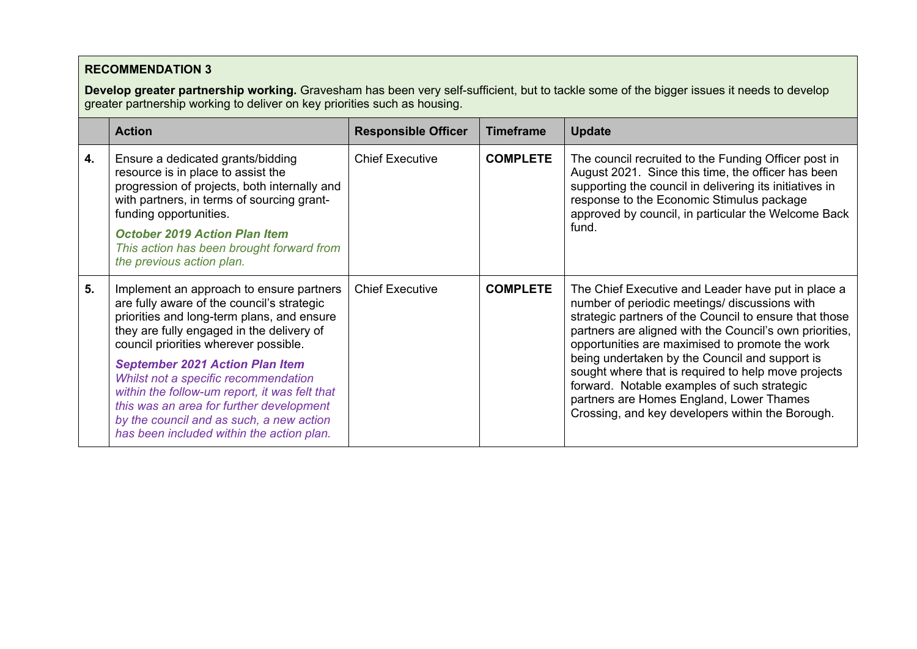**RECOMMENDATION 3**

**Develop greater partnership working.** Gravesham has been very self-sufficient, but to tackle some of the bigger issues it needs to develop greater partnership working to deliver on key priorities such as housing.

| | Action | Responsible Officer | Timeframe | Update |
|---|---|---|---|---|
| **4.** | Ensure a dedicated grants/bidding resource is in place to assist the progression of projects, both internally and with partners, in terms of sourcing grant-funding opportunities.<br><br>***October 2019 Action Plan Item***<br>*This action has been brought forward from the previous action plan.* | Chief Executive | **COMPLETE** | The council recruited to the Funding Officer post in August 2021. Since this time, the officer has been supporting the council in delivering its initiatives in response to the Economic Stimulus package approved by council, in particular the Welcome Back fund. |
| **5.** | Implement an approach to ensure partners are fully aware of the council's strategic priorities and long-term plans, and ensure they are fully engaged in the delivery of council priorities wherever possible.<br><br>***September 2021 Action Plan Item***<br>*Whilst not a specific recommendation within the follow-um report, it was felt that this was an area for further development by the council and as such, a new action has been included within the action plan.* | Chief Executive | **COMPLETE** | The Chief Executive and Leader have put in place a number of periodic meetings/ discussions with strategic partners of the Council to ensure that those partners are aligned with the Council's own priorities, opportunities are maximised to promote the work being undertaken by the Council and support is sought where that is required to help move projects forward. Notable examples of such strategic partners are Homes England, Lower Thames Crossing, and key developers within the Borough. |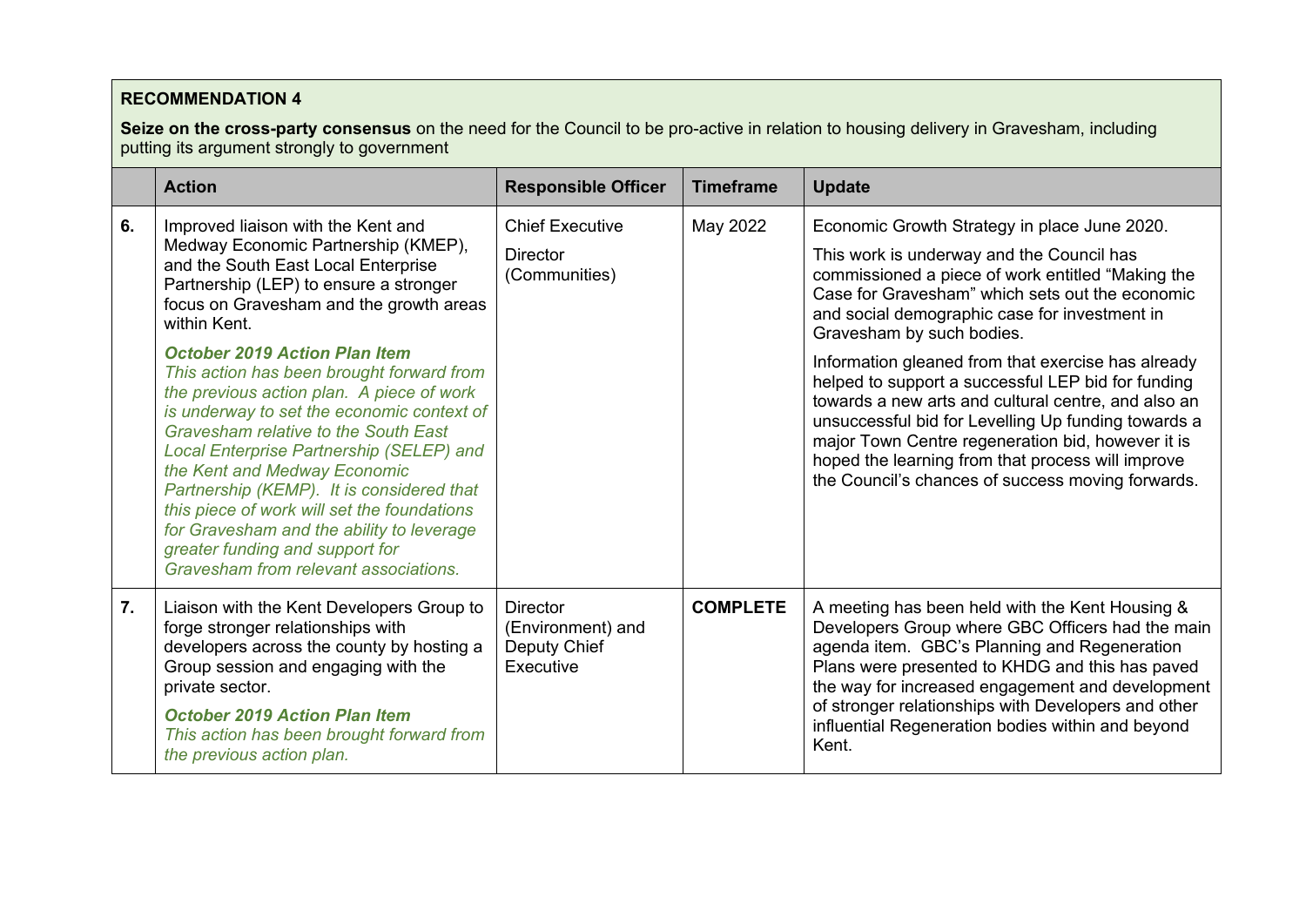**RECOMMENDATION 4**

**Seize on the cross-party consensus** on the need for the Council to be pro-active in relation to housing delivery in Gravesham, including putting its argument strongly to government

| | Action | Responsible Officer | Timeframe | Update |
|---|---|---|---|---|
| **6.** | Improved liaison with the Kent and Medway Economic Partnership (KMEP), and the South East Local Enterprise Partnership (LEP) to ensure a stronger focus on Gravesham and the growth areas within Kent.<br><br>***October 2019 Action Plan Item***<br>*This action has been brought forward from the previous action plan. A piece of work is underway to set the economic context of Gravesham relative to the South East Local Enterprise Partnership (SELEP) and the Kent and Medway Economic Partnership (KEMP). It is considered that this piece of work will set the foundations for Gravesham and the ability to leverage greater funding and support for Gravesham from relevant associations.* | Chief Executive<br><br>Director (Communities) | May 2022 | Economic Growth Strategy in place June 2020.<br><br>This work is underway and the Council has commissioned a piece of work entitled "Making the Case for Gravesham" which sets out the economic and social demographic case for investment in Gravesham by such bodies.<br><br>Information gleaned from that exercise has already helped to support a successful LEP bid for funding towards a new arts and cultural centre, and also an unsuccessful bid for Levelling Up funding towards a major Town Centre regeneration bid, however it is hoped the learning from that process will improve the Council's chances of success moving forwards. |
| **7.** | Liaison with the Kent Developers Group to forge stronger relationships with developers across the county by hosting a Group session and engaging with the private sector.<br><br>***October 2019 Action Plan Item***<br>*This action has been brought forward from the previous action plan.* | Director (Environment) and Deputy Chief Executive | **COMPLETE** | A meeting has been held with the Kent Housing & Developers Group where GBC Officers had the main agenda item. GBC's Planning and Regeneration Plans were presented to KHDG and this has paved the way for increased engagement and development of stronger relationships with Developers and other influential Regeneration bodies within and beyond Kent. |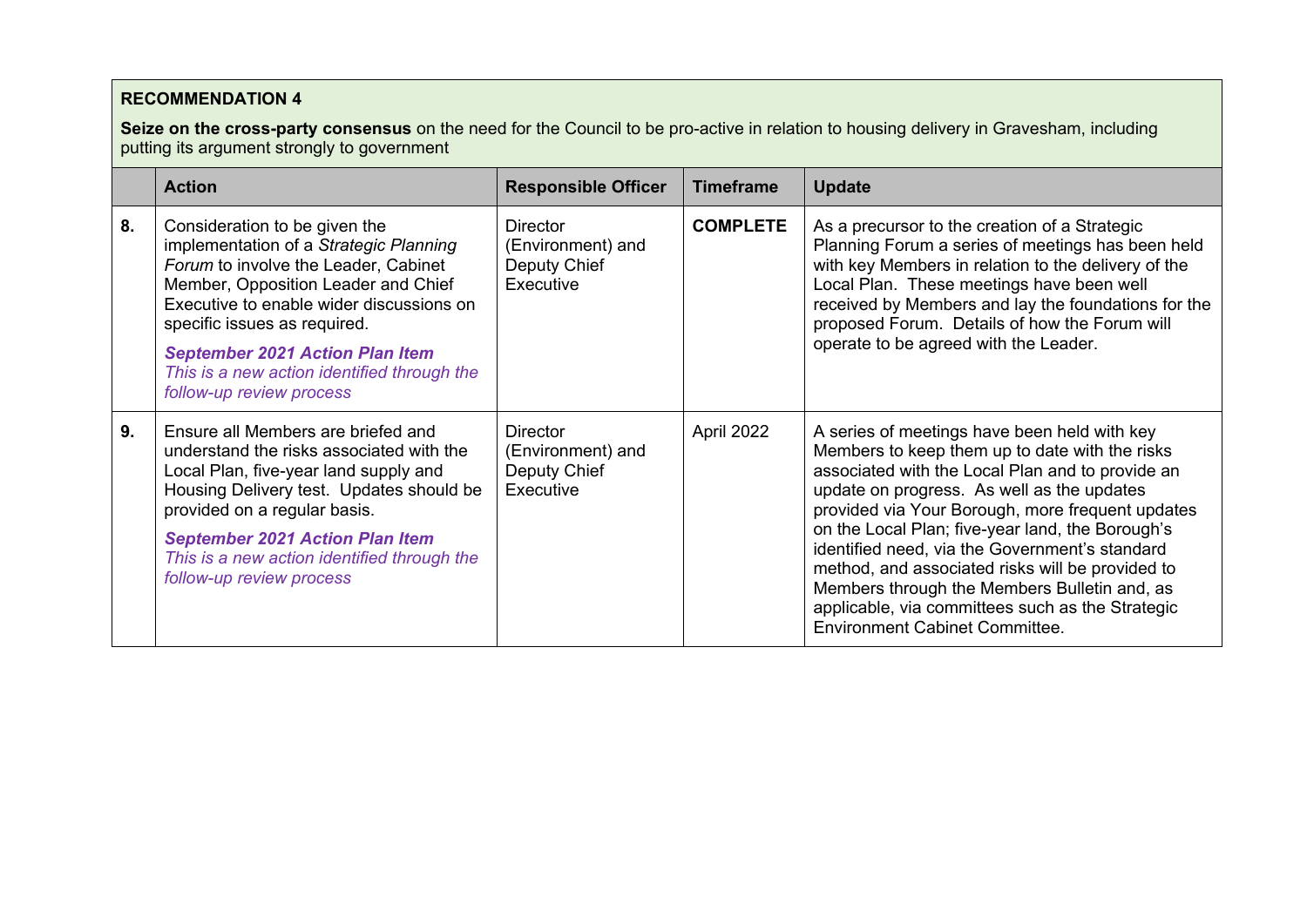## RECOMMENDATION 4

**Seize on the cross-party consensus** on the need for the Council to be pro-active in relation to housing delivery in Gravesham, including putting its argument strongly to government

| | Action | Responsible Officer | Timeframe | Update |
|---|---|---|---|---|
| **8.** | Consideration to be given the implementation of a *Strategic Planning Forum* to involve the Leader, Cabinet Member, Opposition Leader and Chief Executive to enable wider discussions on specific issues as required.<br><br>***September 2021 Action Plan Item***<br>*This is a new action identified through the follow-up review process* | Director (Environment) and Deputy Chief Executive | **COMPLETE** | As a precursor to the creation of a Strategic Planning Forum a series of meetings has been held with key Members in relation to the delivery of the Local Plan. These meetings have been well received by Members and lay the foundations for the proposed Forum. Details of how the Forum will operate to be agreed with the Leader. |
| **9.** | Ensure all Members are briefed and understand the risks associated with the Local Plan, five-year land supply and Housing Delivery test. Updates should be provided on a regular basis.<br><br>***September 2021 Action Plan Item***<br>*This is a new action identified through the follow-up review process* | Director (Environment) and Deputy Chief Executive | April 2022 | A series of meetings have been held with key Members to keep them up to date with the risks associated with the Local Plan and to provide an update on progress. As well as the updates provided via Your Borough, more frequent updates on the Local Plan; five-year land, the Borough's identified need, via the Government's standard method, and associated risks will be provided to Members through the Members Bulletin and, as applicable, via committees such as the Strategic Environment Cabinet Committee. |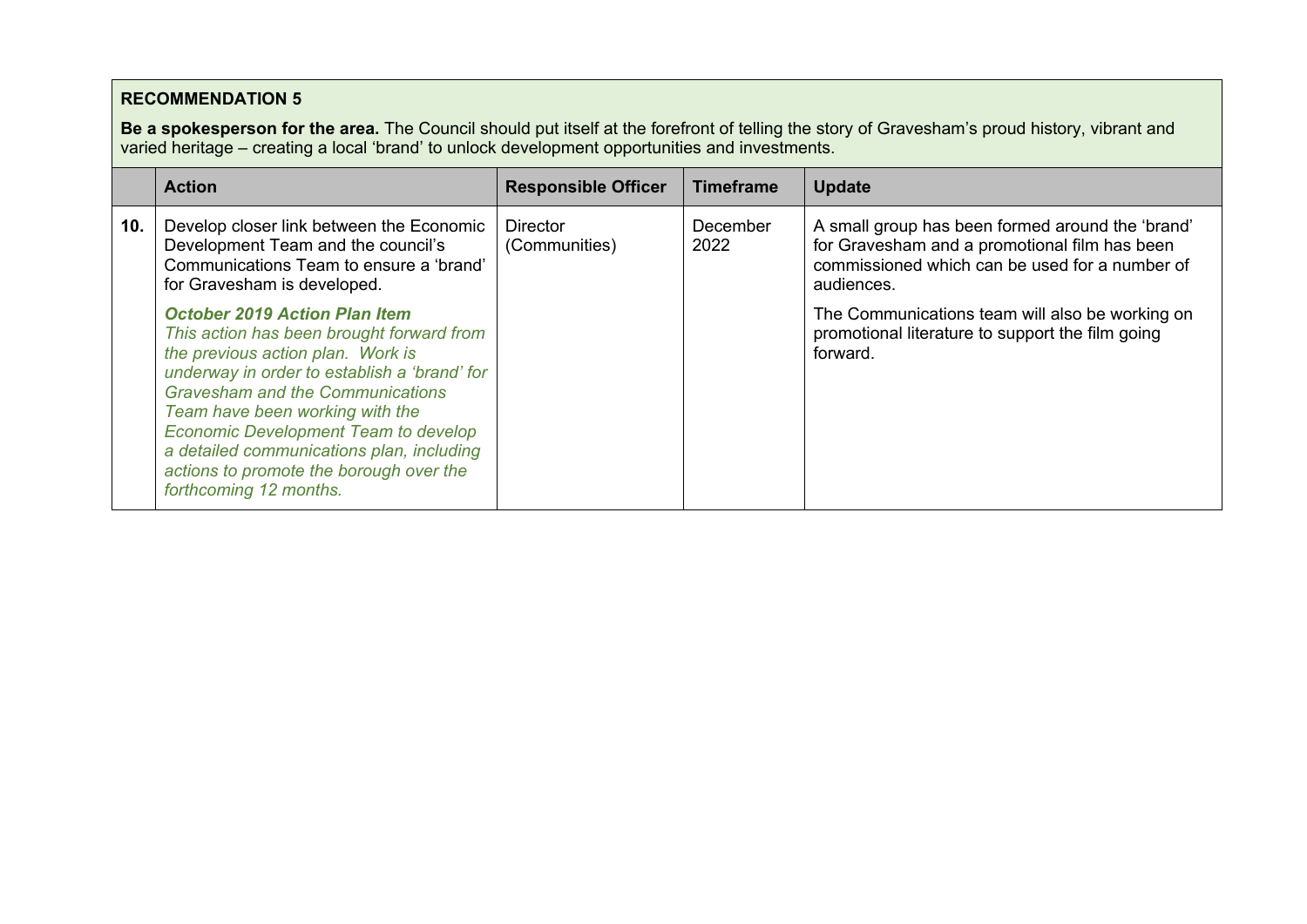**RECOMMENDATION 5**

**Be a spokesperson for the area.** The Council should put itself at the forefront of telling the story of Gravesham's proud history, vibrant and varied heritage – creating a local 'brand' to unlock development opportunities and investments.

| | Action | Responsible Officer | Timeframe | Update |
|---|---|---|---|---|
| **10.** | Develop closer link between the Economic Development Team and the council's Communications Team to ensure a 'brand' for Gravesham is developed.<br><br>***October 2019 Action Plan Item***<br>*This action has been brought forward from the previous action plan. Work is underway in order to establish a 'brand' for Gravesham and the Communications Team have been working with the Economic Development Team to develop a detailed communications plan, including actions to promote the borough over the forthcoming 12 months.* | Director (Communities) | December 2022 | A small group has been formed around the 'brand' for Gravesham and a promotional film has been commissioned which can be used for a number of audiences.<br><br>The Communications team will also be working on promotional literature to support the film going forward. |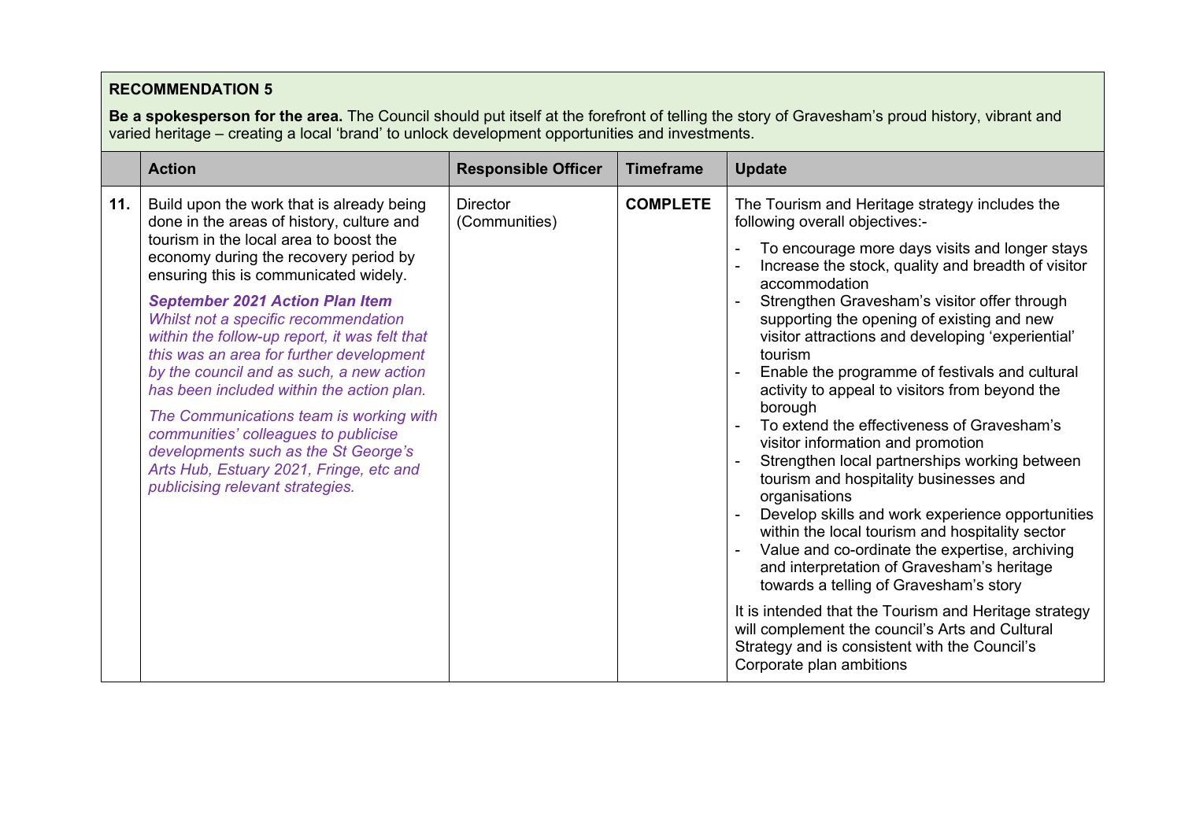**RECOMMENDATION 5**

**Be a spokesperson for the area.** The Council should put itself at the forefront of telling the story of Gravesham's proud history, vibrant and varied heritage – creating a local 'brand' to unlock development opportunities and investments.

| | Action | Responsible Officer | Timeframe | Update |
|---|---|---|---|---|
| **11.** | Build upon the work that is already being done in the areas of history, culture and tourism in the local area to boost the economy during the recovery period by ensuring this is communicated widely.<br><br>***September 2021 Action Plan Item***<br>*Whilst not a specific recommendation within the follow-up report, it was felt that this was an area for further development by the council and as such, a new action has been included within the action plan.*<br><br>*The Communications team is working with communities' colleagues to publicise developments such as the St George's Arts Hub, Estuary 2021, Fringe, etc and publicising relevant strategies.* | Director (Communities) | **COMPLETE** | The Tourism and Heritage strategy includes the following overall objectives:-<br><br>- To encourage more days visits and longer stays<br>- Increase the stock, quality and breadth of visitor accommodation<br>- Strengthen Gravesham's visitor offer through supporting the opening of existing and new visitor attractions and developing 'experiential' tourism<br>- Enable the programme of festivals and cultural activity to appeal to visitors from beyond the borough<br>- To extend the effectiveness of Gravesham's visitor information and promotion<br>- Strengthen local partnerships working between tourism and hospitality businesses and organisations<br>- Develop skills and work experience opportunities within the local tourism and hospitality sector<br>- Value and co-ordinate the expertise, archiving and interpretation of Gravesham's heritage towards a telling of Gravesham's story<br><br>It is intended that the Tourism and Heritage strategy will complement the council's Arts and Cultural Strategy and is consistent with the Council's Corporate plan ambitions |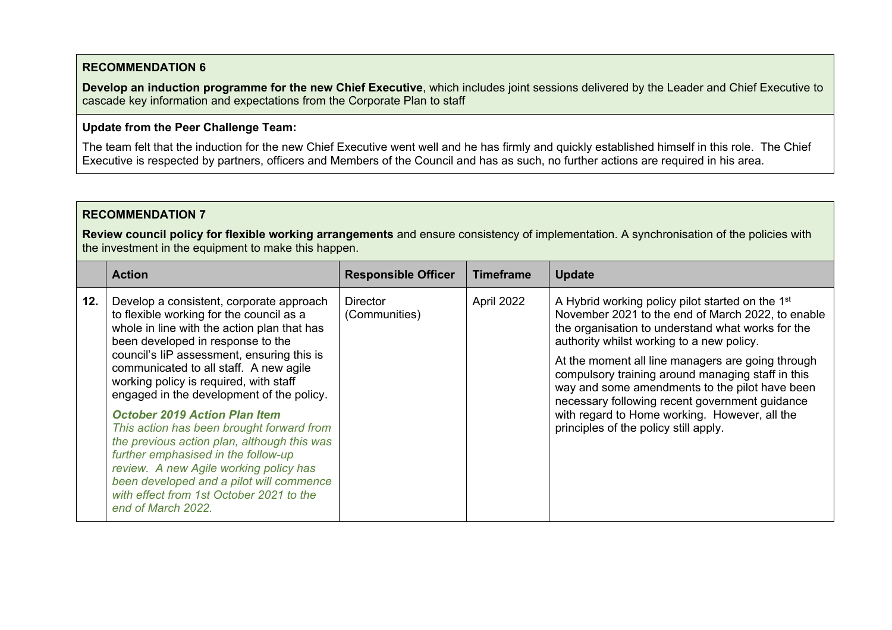## RECOMMENDATION 6

**Develop an induction programme for the new Chief Executive**, which includes joint sessions delivered by the Leader and Chief Executive to cascade key information and expectations from the Corporate Plan to staff

**Update from the Peer Challenge Team:**

The team felt that the induction for the new Chief Executive went well and he has firmly and quickly established himself in this role. The Chief Executive is respected by partners, officers and Members of the Council and has as such, no further actions are required in his area.

## RECOMMENDATION 7

**Review council policy for flexible working arrangements** and ensure consistency of implementation. A synchronisation of the policies with the investment in the equipment to make this happen.

| | Action | Responsible Officer | Timeframe | Update |
|---|---|---|---|---|
| **12.** | Develop a consistent, corporate approach to flexible working for the council as a whole in line with the action plan that has been developed in response to the council's IiP assessment, ensuring this is communicated to all staff. A new agile working policy is required, with staff engaged in the development of the policy.<br><br>***October 2019 Action Plan Item***<br>*This action has been brought forward from the previous action plan, although this was further emphasised in the follow-up review. A new Agile working policy has been developed and a pilot will commence with effect from 1st October 2021 to the end of March 2022.* | Director (Communities) | April 2022 | A Hybrid working policy pilot started on the 1st November 2021 to the end of March 2022, to enable the organisation to understand what works for the authority whilst working to a new policy.<br><br>At the moment all line managers are going through compulsory training around managing staff in this way and some amendments to the pilot have been necessary following recent government guidance with regard to Home working. However, all the principles of the policy still apply. |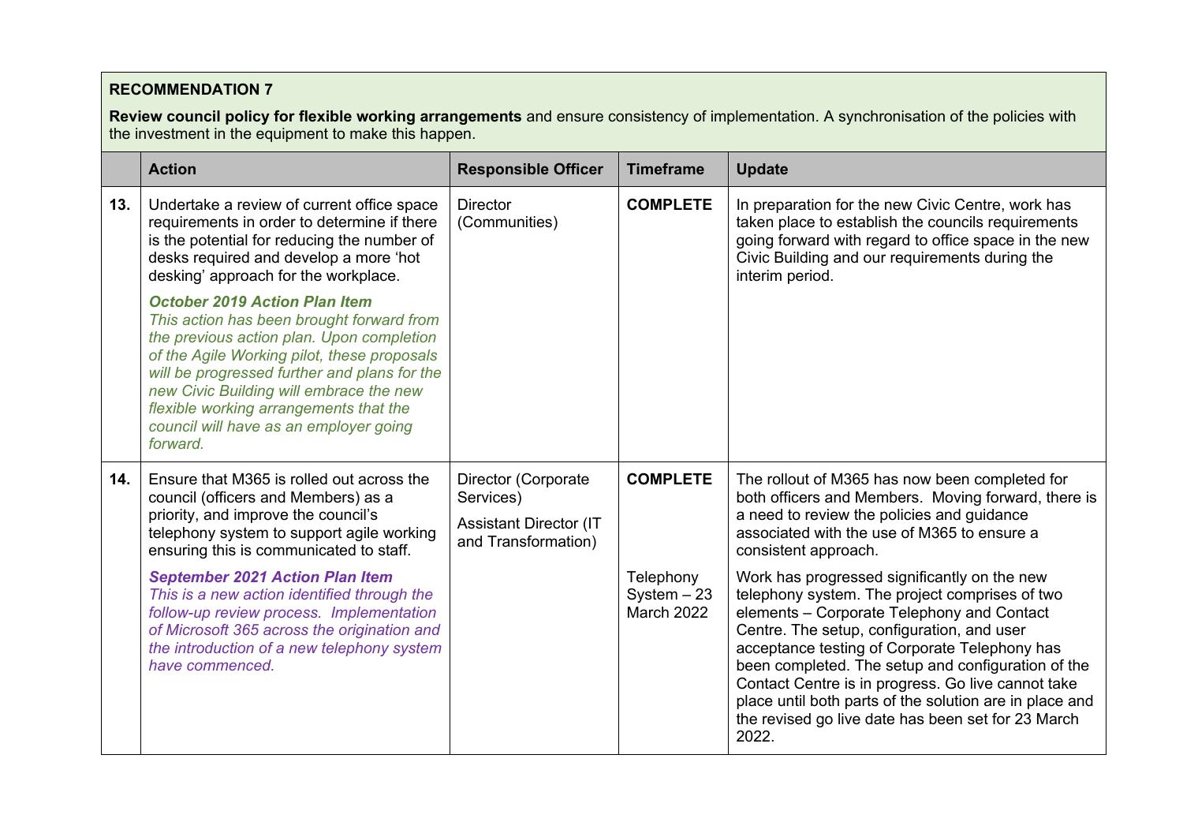**RECOMMENDATION 7**

**Review council policy for flexible working arrangements** and ensure consistency of implementation. A synchronisation of the policies with the investment in the equipment to make this happen.

| | Action | Responsible Officer | Timeframe | Update |
|---|---|---|---|---|
| **13.** | Undertake a review of current office space requirements in order to determine if there is the potential for reducing the number of desks required and develop a more 'hot desking' approach for the workplace.<br><br>***October 2019 Action Plan Item***<br>*This action has been brought forward from the previous action plan. Upon completion of the Agile Working pilot, these proposals will be progressed further and plans for the new Civic Building will embrace the new flexible working arrangements that the council will have as an employer going forward.* | Director (Communities) | **COMPLETE** | In preparation for the new Civic Centre, work has taken place to establish the councils requirements going forward with regard to office space in the new Civic Building and our requirements during the interim period. |
| **14.** | Ensure that M365 is rolled out across the council (officers and Members) as a priority, and improve the council's telephony system to support agile working ensuring this is communicated to staff.<br><br>***September 2021 Action Plan Item***<br>*This is a new action identified through the follow-up review process. Implementation of Microsoft 365 across the origination and the introduction of a new telephony system have commenced.* | Director (Corporate Services)<br><br>Assistant Director (IT and Transformation) | **COMPLETE**<br><br>Telephony System – 23 March 2022 | The rollout of M365 has now been completed for both officers and Members. Moving forward, there is a need to review the policies and guidance associated with the use of M365 to ensure a consistent approach.<br><br>Work has progressed significantly on the new telephony system. The project comprises of two elements – Corporate Telephony and Contact Centre. The setup, configuration, and user acceptance testing of Corporate Telephony has been completed. The setup and configuration of the Contact Centre is in progress. Go live cannot take place until both parts of the solution are in place and the revised go live date has been set for 23 March 2022. |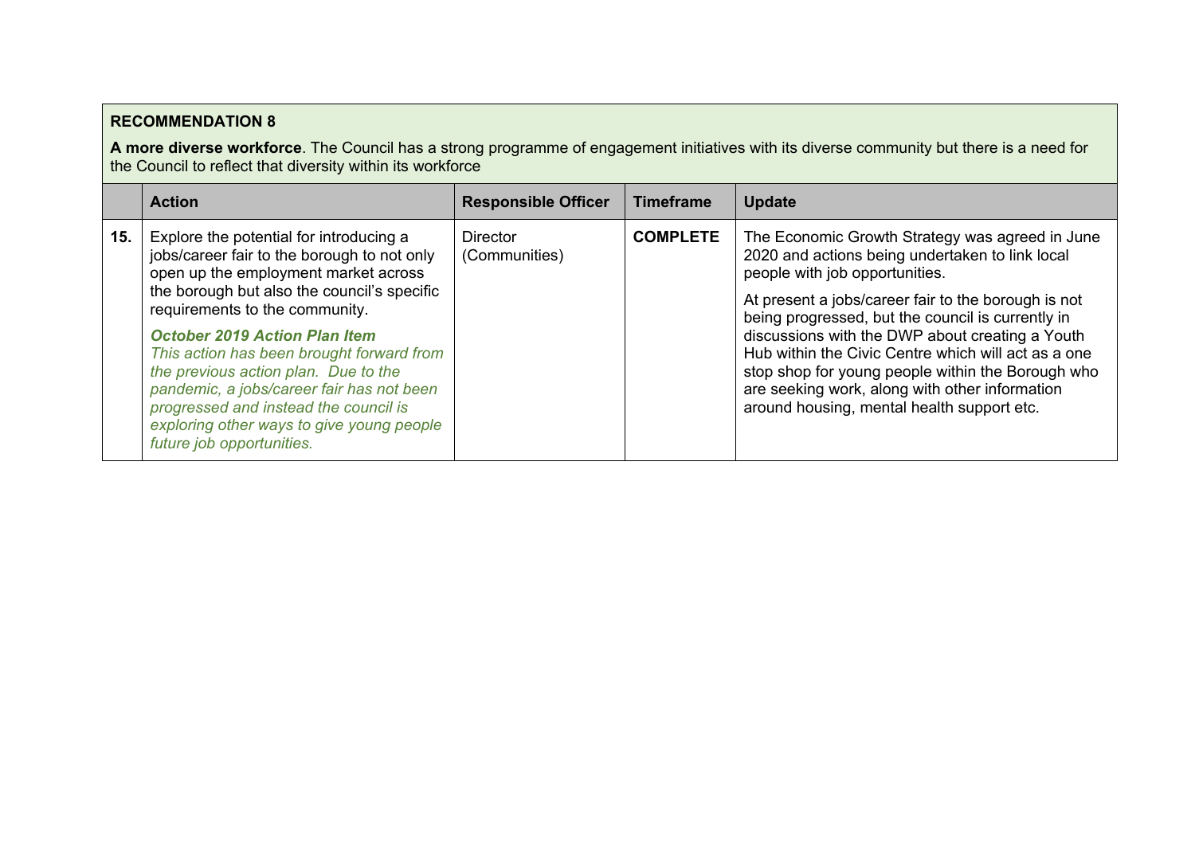**RECOMMENDATION 8**

**A more diverse workforce**. The Council has a strong programme of engagement initiatives with its diverse community but there is a need for the Council to reflect that diversity within its workforce

| | Action | Responsible Officer | Timeframe | Update |
|---|---|---|---|---|
| **15.** | Explore the potential for introducing a jobs/career fair to the borough to not only open up the employment market across the borough but also the council's specific requirements to the community.<br><br>***October 2019 Action Plan Item***<br>*This action has been brought forward from the previous action plan. Due to the pandemic, a jobs/career fair has not been progressed and instead the council is exploring other ways to give young people future job opportunities.* | Director (Communities) | **COMPLETE** | The Economic Growth Strategy was agreed in June 2020 and actions being undertaken to link local people with job opportunities.<br><br>At present a jobs/career fair to the borough is not being progressed, but the council is currently in discussions with the DWP about creating a Youth Hub within the Civic Centre which will act as a one stop shop for young people within the Borough who are seeking work, along with other information around housing, mental health support etc. |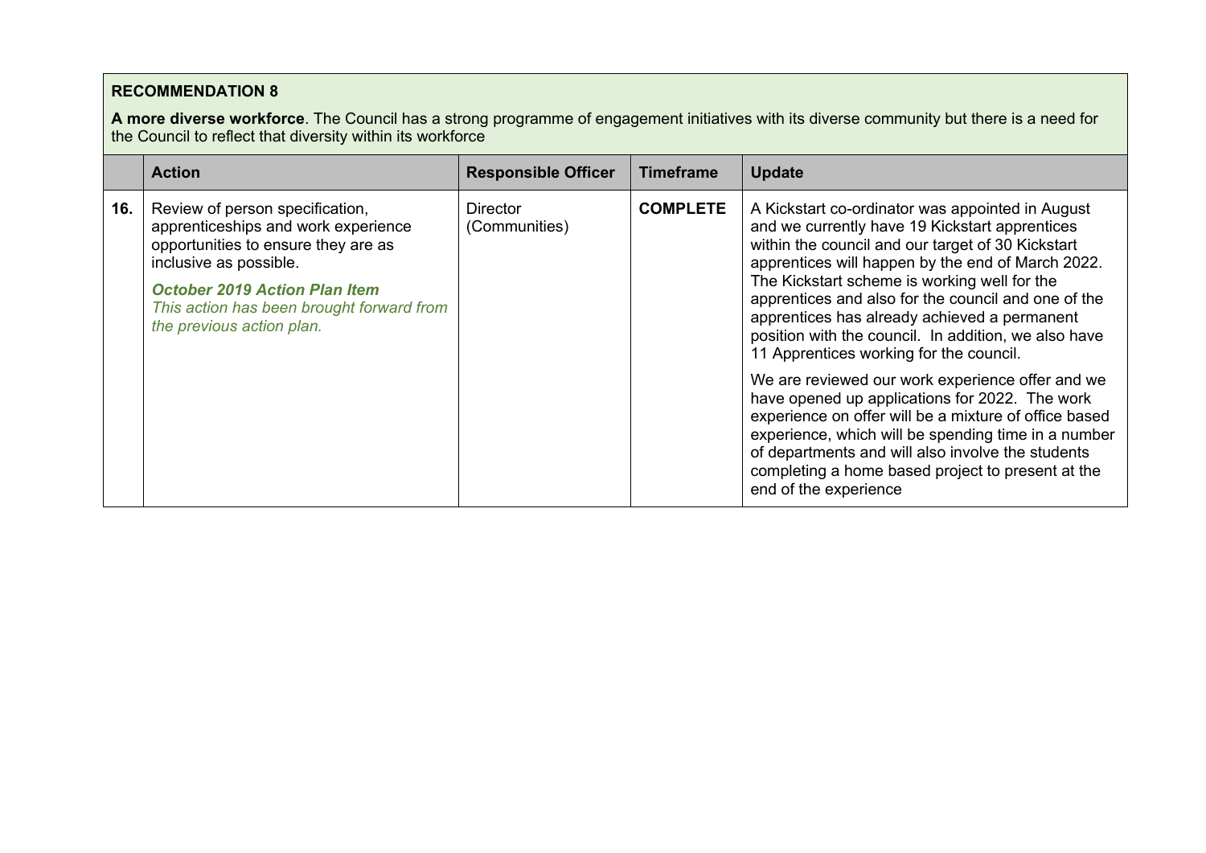**RECOMMENDATION 8**

**A more diverse workforce**. The Council has a strong programme of engagement initiatives with its diverse community but there is a need for the Council to reflect that diversity within its workforce

| | Action | Responsible Officer | Timeframe | Update |
|---|---|---|---|---|
| **16.** | Review of person specification, apprenticeships and work experience opportunities to ensure they are as inclusive as possible.<br><br>***October 2019 Action Plan Item***<br>*This action has been brought forward from the previous action plan.* | Director (Communities) | **COMPLETE** | A Kickstart co-ordinator was appointed in August and we currently have 19 Kickstart apprentices within the council and our target of 30 Kickstart apprentices will happen by the end of March 2022. The Kickstart scheme is working well for the apprentices and also for the council and one of the apprentices has already achieved a permanent position with the council. In addition, we also have 11 Apprentices working for the council.<br><br>We are reviewed our work experience offer and we have opened up applications for 2022. The work experience on offer will be a mixture of office based experience, which will be spending time in a number of departments and will also involve the students completing a home based project to present at the end of the experience |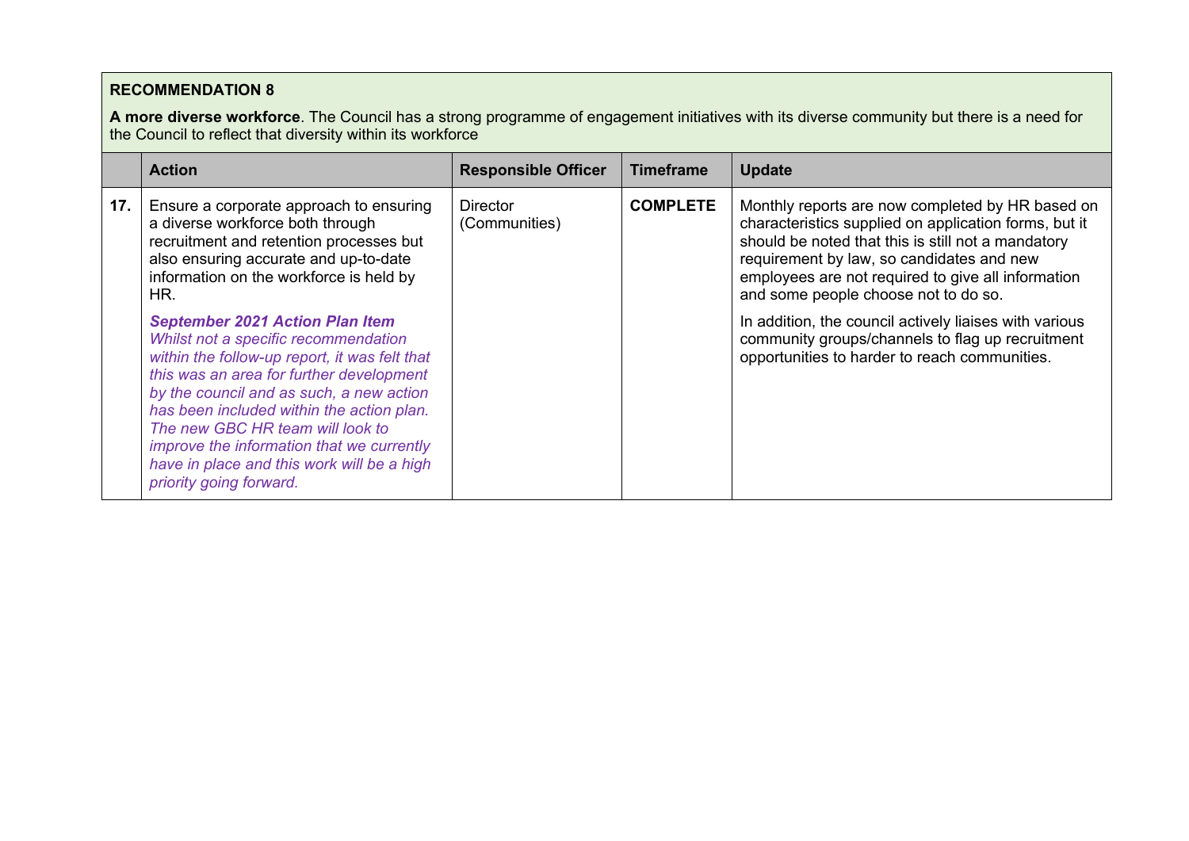**RECOMMENDATION 8**

**A more diverse workforce**. The Council has a strong programme of engagement initiatives with its diverse community but there is a need for the Council to reflect that diversity within its workforce

| | Action | Responsible Officer | Timeframe | Update |
|---|---|---|---|---|
| **17.** | Ensure a corporate approach to ensuring a diverse workforce both through recruitment and retention processes but also ensuring accurate and up-to-date information on the workforce is held by HR.<br><br>***September 2021 Action Plan Item***<br>*Whilst not a specific recommendation within the follow-up report, it was felt that this was an area for further development by the council and as such, a new action has been included within the action plan. The new GBC HR team will look to improve the information that we currently have in place and this work will be a high priority going forward.* | Director (Communities) | **COMPLETE** | Monthly reports are now completed by HR based on characteristics supplied on application forms, but it should be noted that this is still not a mandatory requirement by law, so candidates and new employees are not required to give all information and some people choose not to do so.<br><br>In addition, the council actively liaises with various community groups/channels to flag up recruitment opportunities to harder to reach communities. |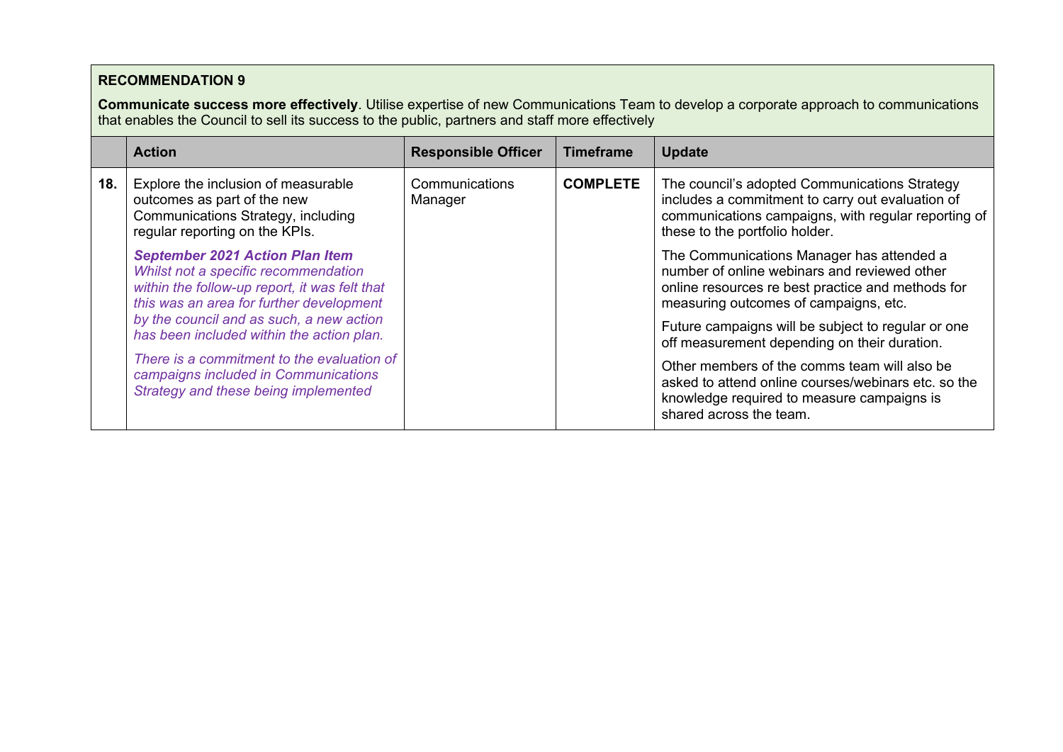**RECOMMENDATION 9**

**Communicate success more effectively**. Utilise expertise of new Communications Team to develop a corporate approach to communications that enables the Council to sell its success to the public, partners and staff more effectively

| | Action | Responsible Officer | Timeframe | Update |
|---|---|---|---|---|
| **18.** | Explore the inclusion of measurable outcomes as part of the new Communications Strategy, including regular reporting on the KPIs.<br><br>***September 2021 Action Plan Item***<br>*Whilst not a specific recommendation within the follow-up report, it was felt that this was an area for further development by the council and as such, a new action has been included within the action plan.*<br><br>*There is a commitment to the evaluation of campaigns included in Communications Strategy and these being implemented* | Communications Manager | **COMPLETE** | The council's adopted Communications Strategy includes a commitment to carry out evaluation of communications campaigns, with regular reporting of these to the portfolio holder.<br><br>The Communications Manager has attended a number of online webinars and reviewed other online resources re best practice and methods for measuring outcomes of campaigns, etc.<br><br>Future campaigns will be subject to regular or one off measurement depending on their duration.<br><br>Other members of the comms team will also be asked to attend online courses/webinars etc. so the knowledge required to measure campaigns is shared across the team. |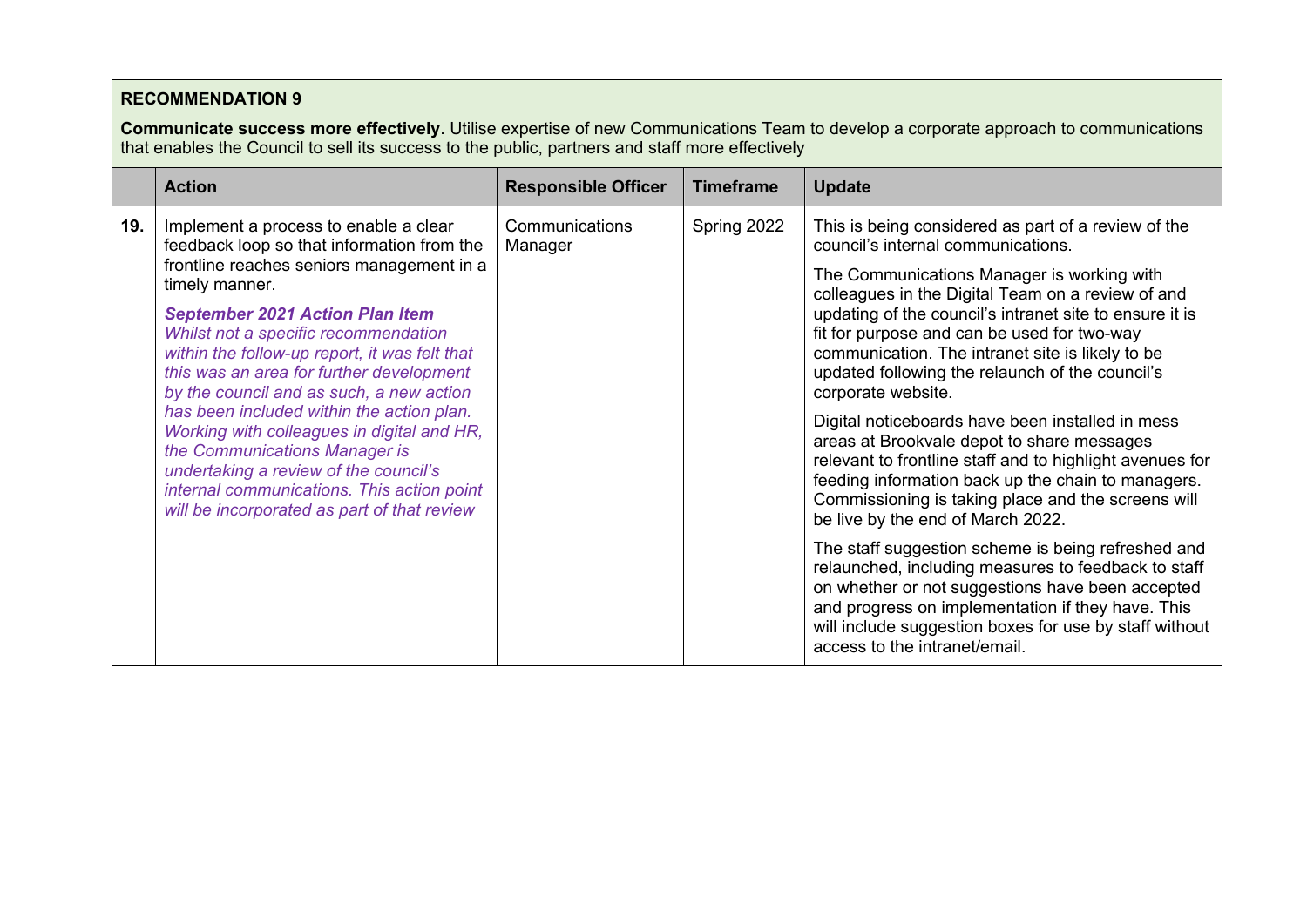**RECOMMENDATION 9**

**Communicate success more effectively**. Utilise expertise of new Communications Team to develop a corporate approach to communications that enables the Council to sell its success to the public, partners and staff more effectively

| | Action | Responsible Officer | Timeframe | Update |
|---|---|---|---|---|
| **19.** | Implement a process to enable a clear feedback loop so that information from the frontline reaches seniors management in a timely manner.<br><br>***September 2021 Action Plan Item***<br>*Whilst not a specific recommendation within the follow-up report, it was felt that this was an area for further development by the council and as such, a new action has been included within the action plan. Working with colleagues in digital and HR, the Communications Manager is undertaking a review of the council's internal communications. This action point will be incorporated as part of that review* | Communications Manager | Spring 2022 | This is being considered as part of a review of the council's internal communications.<br><br>The Communications Manager is working with colleagues in the Digital Team on a review of and updating of the council's intranet site to ensure it is fit for purpose and can be used for two-way communication. The intranet site is likely to be updated following the relaunch of the council's corporate website.<br><br>Digital noticeboards have been installed in mess areas at Brookvale depot to share messages relevant to frontline staff and to highlight avenues for feeding information back up the chain to managers. Commissioning is taking place and the screens will be live by the end of March 2022.<br><br>The staff suggestion scheme is being refreshed and relaunched, including measures to feedback to staff on whether or not suggestions have been accepted and progress on implementation if they have. This will include suggestion boxes for use by staff without access to the intranet/email. |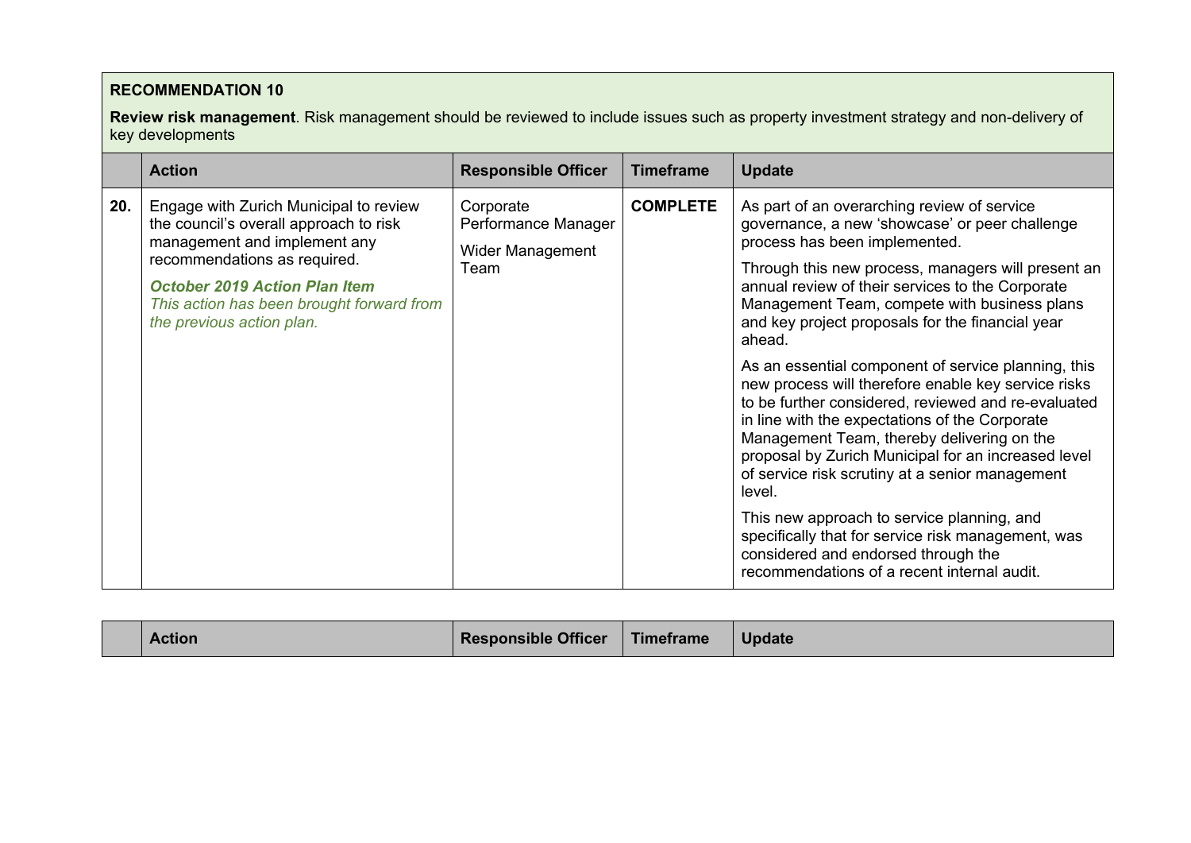**RECOMMENDATION 10**

**Review risk management**. Risk management should be reviewed to include issues such as property investment strategy and non-delivery of key developments

| | Action | Responsible Officer | Timeframe | Update |
|---|---|---|---|---|
| **20.** | Engage with Zurich Municipal to review the council's overall approach to risk management and implement any recommendations as required.<br><br>***October 2019 Action Plan Item***<br>*This action has been brought forward from the previous action plan.* | Corporate Performance Manager<br><br>Wider Management Team | **COMPLETE** | As part of an overarching review of service governance, a new 'showcase' or peer challenge process has been implemented.<br><br>Through this new process, managers will present an annual review of their services to the Corporate Management Team, compete with business plans and key project proposals for the financial year ahead.<br><br>As an essential component of service planning, this new process will therefore enable key service risks to be further considered, reviewed and re-evaluated in line with the expectations of the Corporate Management Team, thereby delivering on the proposal by Zurich Municipal for an increased level of service risk scrutiny at a senior management level.<br><br>This new approach to service planning, and specifically that for service risk management, was considered and endorsed through the recommendations of a recent internal audit. |

| | Action | Responsible Officer | Timeframe | Update |
|---|---|---|---|---|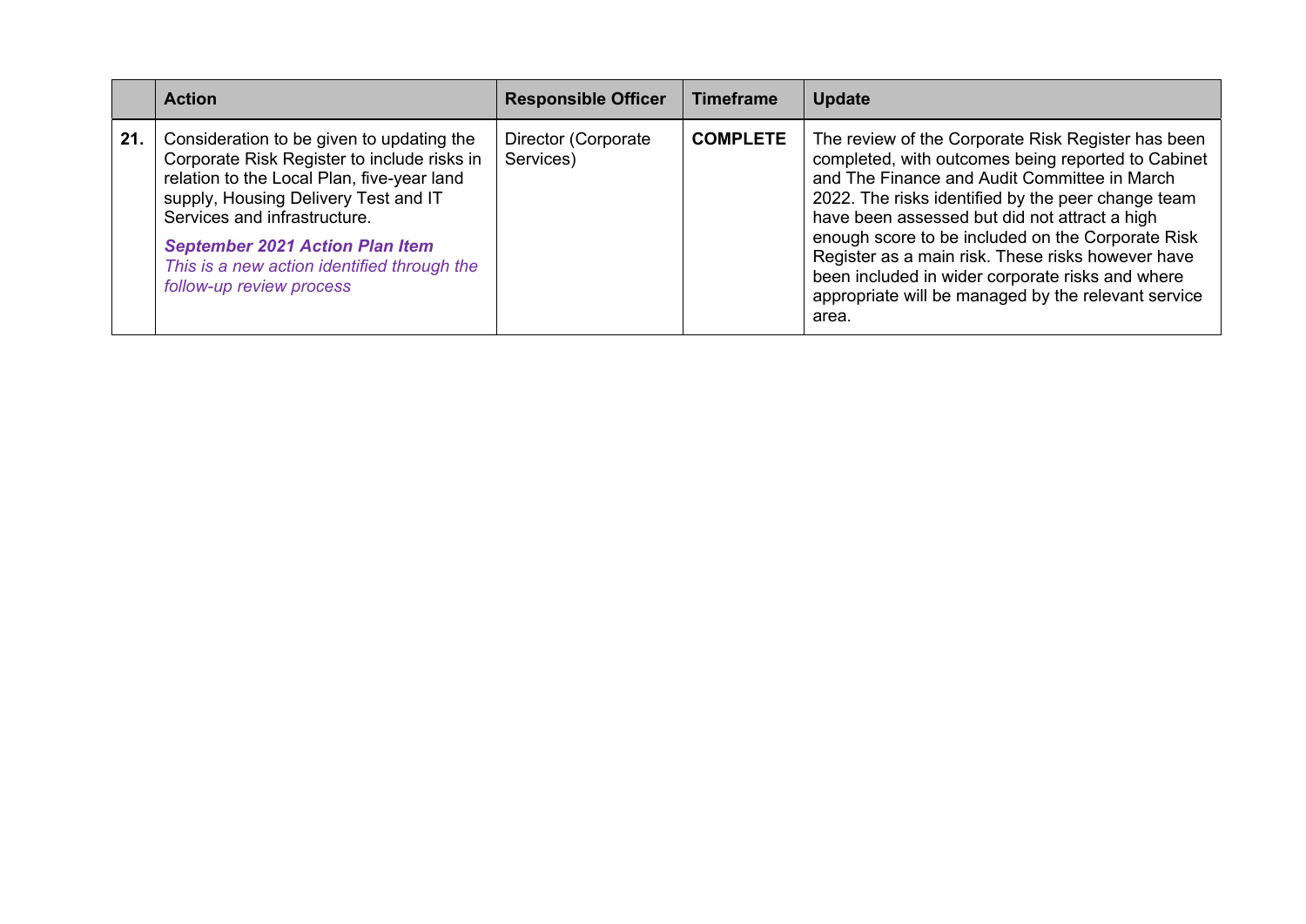| | Action | Responsible Officer | Timeframe | Update |
|---|---|---|---|---|
| **21.** | Consideration to be given to updating the Corporate Risk Register to include risks in relation to the Local Plan, five-year land supply, Housing Delivery Test and IT Services and infrastructure.<br><br>***September 2021 Action Plan Item***<br>*This is a new action identified through the follow-up review process* | Director (Corporate Services) | **COMPLETE** | The review of the Corporate Risk Register has been completed, with outcomes being reported to Cabinet and The Finance and Audit Committee in March 2022. The risks identified by the peer change team have been assessed but did not attract a high enough score to be included on the Corporate Risk Register as a main risk. These risks however have been included in wider corporate risks and where appropriate will be managed by the relevant service area. |